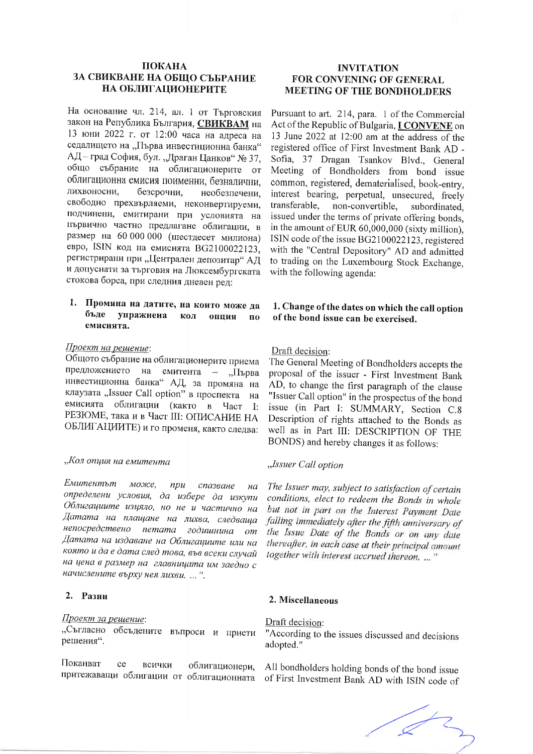## ПОКАНА ЗА СВИКВАНЕ НА ОБЩО СЪБРАНИЕ НА ОБЛИГАЦИОНЕРИТЕ

На основание чл. 214, ал. 1 от Търговския закон на Република България, **СВИКВАМ** на 13 юни 2022 г. от 12:00 часа на адреса на седалището на „Първа инвестиционна банка" АД – град София, бул. „Драган Цанков" № 37, общо събрание на облигационерите от облигационна емисия поименни, безналични, лихвоносни, безсрочни, необезпечени, свободно прехвърляеми, неконвертируеми, подчинени, емитирани при условията на първично частно предлагане облигации, в размер на 60 000 000 (шестдесет милиона) евро, ISIN код на емисията BG2100022123, регистрирани при „Централен депозитар" АД и допуснати за търговия на Люксембургската стокова борса, при следния дневен ред:

1. **Промяна на датите, на които може да бъде упражнена кол опция по емисията.**

_Проект на решение_:
Общото събрание на облигационерите приема предложението на емитента – „Първа инвестиционна банка" АД, за промяна на клаузата „Issuer Call option" в проспекта на емисията облигации (както в Част I: РЕЗЮМЕ, така и в Част III: ОПИСАНИЕ НА ОБЛИГАЦИИТЕ) и го променя, както следва:

*„Кол опция на емитента*

*Емитентът може, при спазване на определени условия, да избере да изкупи Облигациите изцяло, но не и частично на Датата на плащане на лихва, следваща непосредствено петата годишнина от Датата на издаване на Облигациите или на която и да е дата след това, във всеки случай на цена в размер на главницата им заедно с начислените върху нея лихви. ... ".*

2. **Разни**

_Проект за решение_:
„Съгласно обсъдените въпроси и приети решения".

Поканват се всички облигационери, притежаващи облигации от облигационната

## INVITATION FOR CONVENING OF GENERAL MEETING OF THE BONDHOLDERS

Pursuant to art. 214, para. 1 of the Commercial Act of the Republic of Bulgaria, **I CONVENE** on 13 June 2022 at 12:00 am at the address of the registered office of First Investment Bank AD - Sofia, 37 Dragan Tsankov Blvd., General Meeting of Bondholders from bond issue common, registered, dematerialised, book-entry, interest bearing, perpetual, unsecured, freely transferable, non-convertible, subordinated, issued under the terms of private offering bonds, in the amount of EUR 60,000,000 (sixty million), ISIN code of the issue BG2100022123, registered with the "Central Depository" AD and admitted to trading on the Luxembourg Stock Exchange, with the following agenda:

1. **Change of the dates on which the call option of the bond issue can be exercised.**

_Draft decision_:
The General Meeting of Bondholders accepts the proposal of the issuer - First Investment Bank AD, to change the first paragraph of the clause "Issuer Call option" in the prospectus of the bond issue (in Part I: SUMMARY, Section C.8 Description of rights attached to the Bonds as well as in Part III: DESCRIPTION OF THE BONDS) and hereby changes it as follows:

*„Issuer Call option*

*The Issuer may, subject to satisfaction of certain conditions, elect to redeem the Bonds in whole but not in part on the Interest Payment Date falling immediately after the fifth anniversary of the Issue Date of the Bonds or on any date thereafter, in each case at their principal amount together with interest accrued thereon. ... "*

2. **Miscellaneous**

_Draft decision_:
"According to the issues discussed and decisions adopted."

All bondholders holding bonds of the bond issue of First Investment Bank AD with ISIN code of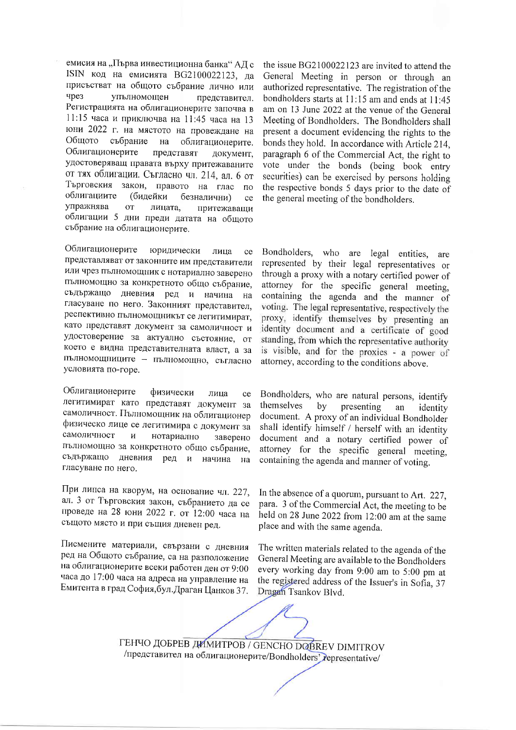емисия на „Първа инвестиционна банка" АД с ISIN код на емисията BG2100022123, да присъстват на общото събрание лично или чрез упълномощен представител. Регистрацията на облигационерите започва в 11:15 часа и приключва на 11:45 часа на 13 юни 2022 г. на мястото на провеждане на Общото събрание на облигационерите. Облигационерите представят документ, удостоверяващ правата върху притежаваните от тях облигации. Съгласно чл. 214, ал. 6 от Търговския закон, правото на глас по облигациите (бидейки безналични) се упражнява от лицата, притежаващи облигации 5 дни преди датата на общото събрание на облигационерите.

Облигационерите юридически лица се представляват от законните им представители или чрез пълномощник с нотариално заверено пълномощно за конкретното общо събрание, съдържащо дневния ред и начина на гласуване по него. Законният представител, респективно пълномощникът се легитимират, като представят документ за самоличност и удостоверение за актуално състояние, от което е видна представителната власт, а за пълномощниците – пълномощно, съгласно условията по-горе.

Облигационерите физически лица се легитимират като представят документ за самоличност. Пълномощник на облигационер физическо лице се легитимира с документ за самоличност и нотариално заверено пълномощно за конкретното общо събрание, съдържащо дневния ред и начина на гласуване по него.

При липса на кворум, на основание чл. 227, ал. 3 от Търговския закон, събранието да се проведе на 28 юни 2022 г. от 12:00 часа на същото място и при същия дневен ред.

Писмените материали, свързани с дневния ред на Общото събрание, са на разположение на облигационерите всеки работен ден от 9:00 часа до 17:00 часа на адреса на управление на Емитента в град София, бул. Драган Цанков 37.

the issue BG2100022123 are invited to attend the General Meeting in person or through an authorized representative. The registration of the bondholders starts at 11:15 am and ends at 11:45 am on 13 June 2022 at the venue of the General Meeting of Bondholders. The Bondholders shall present a document evidencing the rights to the bonds they hold. In accordance with Article 214, paragraph 6 of the Commercial Act, the right to vote under the bonds (being book entry securities) can be exercised by persons holding the respective bonds 5 days prior to the date of the general meeting of the bondholders.

Bondholders, who are legal entities, are represented by their legal representatives or through a proxy with a notary certified power of attorney for the specific general meeting, containing the agenda and the manner of voting. The legal representative, respectively the proxy, identify themselves by presenting an identity document and a certificate of good standing, from which the representative authority is visible, and for the proxies - a power of attorney, according to the conditions above.

Bondholders, who are natural persons, identify themselves by presenting an identity document. A proxy of an individual Bondholder shall identify himself / herself with an identity document and a notary certified power of attorney for the specific general meeting, containing the agenda and manner of voting.

In the absence of a quorum, pursuant to Art. 227, para. 3 of the Commercial Act, the meeting to be held on 28 June 2022 from 12:00 am at the same place and with the same agenda.

The written materials related to the agenda of the General Meeting are available to the Bondholders every working day from 9:00 am to 5:00 pm at the registered address of the Issuer's in Sofia, 37 Dragan Tsankov Blvd.

ГЕНЧО ДОБРЕВ ДИМИТРОВ / GENCHO DOBREV DIMITROV
/представител на облигационерите/Bondholders' representative/